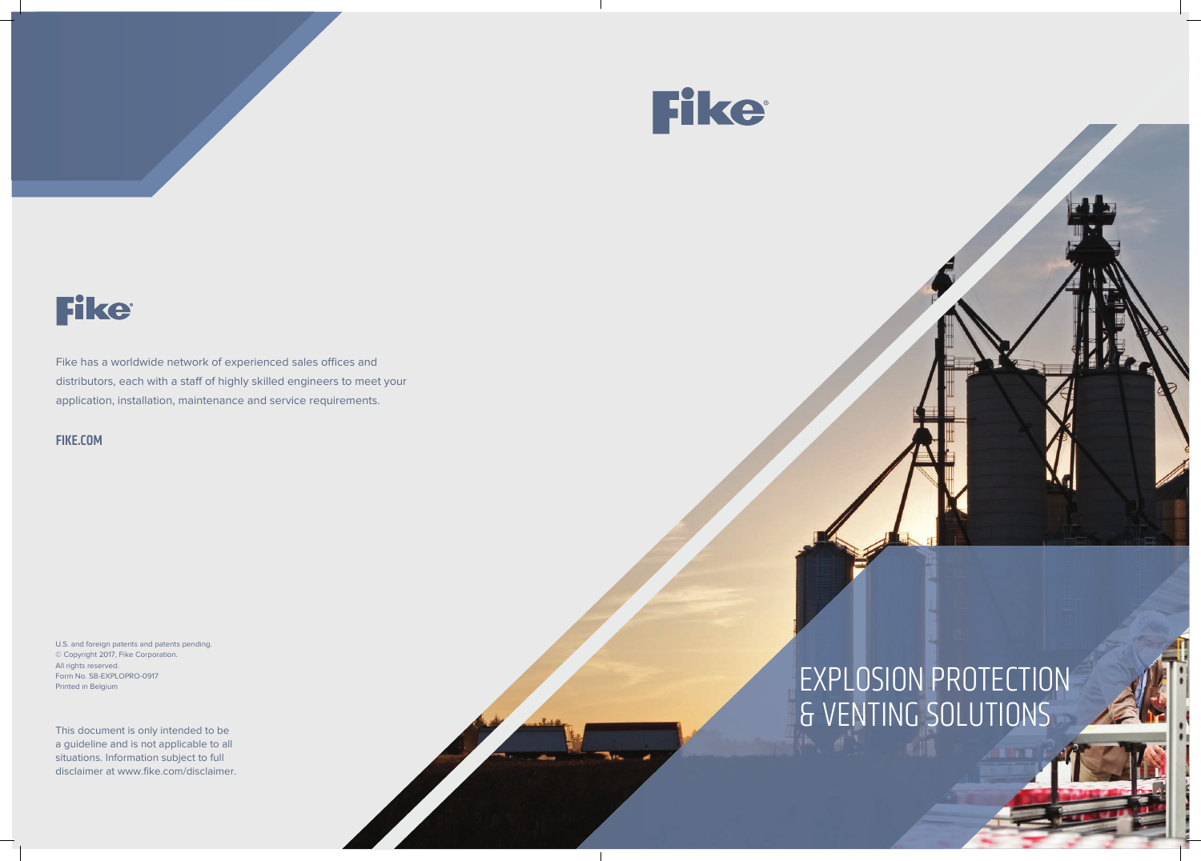Fike

Fike has a worldwide network of experienced sales offices and distributors, each with a staff of highly skilled engineers to meet your application, installation, maintenance and service requirements.

**FIKE.COM**

U.S. and foreign patents and patents pending.
© Copyright 2017, Fike Corporation.
All rights reserved.
Form No. SB-EXPLOPRO-0917
Printed in Belgium

This document is only intended to be a guideline and is not applicable to all situations. Information subject to full disclaimer at www.fike.com/disclaimer.

Fike

# EXPLOSION PROTECTION & VENTING SOLUTIONS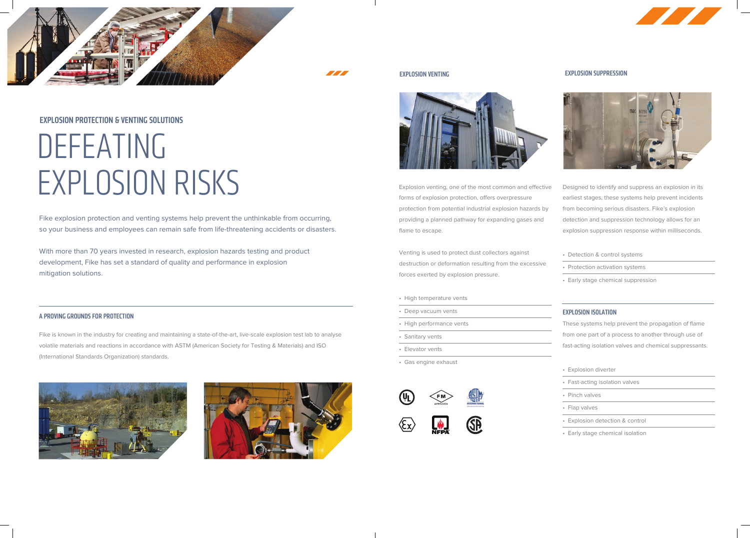## EXPLOSION PROTECTION & VENTING SOLUTIONS

# DEFEATING EXPLOSION RISKS

Fike explosion protection and venting systems help prevent the unthinkable from occurring, so your business and employees can remain safe from life-threatening accidents or disasters.

With more than 70 years invested in research, explosion hazards testing and product development, Fike has set a standard of quality and performance in explosion mitigation solutions.

### A PROVING GROUNDS FOR PROTECTION

Fike is known in the industry for creating and maintaining a state-of-the-art, live-scale explosion test lab to analyse volatile materials and reactions in accordance with ASTM (American Society for Testing & Materials) and ISO (International Standards Organization) standards.

### EXPLOSION VENTING

Explosion venting, one of the most common and effective forms of explosion protection, offers overpressure protection from potential industrial explosion hazards by providing a planned pathway for expanding gases and flame to escape.

Venting is used to protect dust collectors against destruction or deformation resulting from the excessive forces exerted by explosion pressure.

- High temperature vents
- Deep vacuum vents
- High performance vents
- Sanitary vents
- Elevator vents
- Gas engine exhaust

### EXPLOSION SUPPRESSION

Designed to identify and suppress an explosion in its earliest stages, these systems help prevent incidents from becoming serious disasters. Fike's explosion detection and suppression technology allows for an explosion suppression response within milliseconds.

- Detection & control systems
- Protection activation systems
- Early stage chemical suppression

### EXPLOSION ISOLATION

These systems help prevent the propagation of flame from one part of a process to another through use of fast-acting isolation valves and chemical suppressants.

- Explosion diverter
- Fast-acting isolation valves
- Pinch valves
- Flap valves
- Explosion detection & control
- Early stage chemical isolation